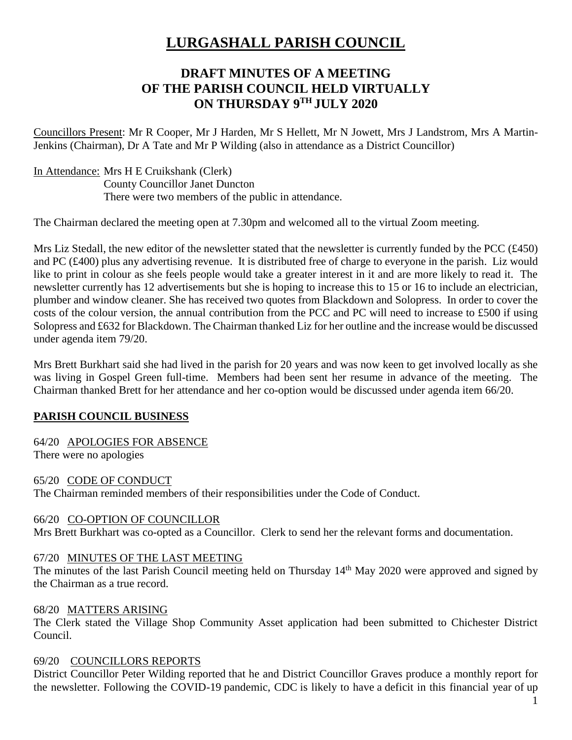# LURGASHALL PARISH COUNCIL

## DRAFT MINUTES OF A MEETING OF THE PARISH COUNCIL HELD VIRTUALLY ON THURSDAY 9TH JULY 2020

Councillors Present: Mr R Cooper, Mr J Harden, Mr S Hellett, Mr N Jowett, Mrs J Landstrom, Mrs A Martin-Jenkins (Chairman), Dr A Tate and Mr P Wilding (also in attendance as a District Councillor)

In Attendance: Mrs H E Cruikshank (Clerk)
County Councillor Janet Duncton
There were two members of the public in attendance.

The Chairman declared the meeting open at 7.30pm and welcomed all to the virtual Zoom meeting.

Mrs Liz Stedall, the new editor of the newsletter stated that the newsletter is currently funded by the PCC (£450) and PC (£400) plus any advertising revenue. It is distributed free of charge to everyone in the parish. Liz would like to print in colour as she feels people would take a greater interest in it and are more likely to read it. The newsletter currently has 12 advertisements but she is hoping to increase this to 15 or 16 to include an electrician, plumber and window cleaner. She has received two quotes from Blackdown and Solopress. In order to cover the costs of the colour version, the annual contribution from the PCC and PC will need to increase to £500 if using Solopress and £632 for Blackdown. The Chairman thanked Liz for her outline and the increase would be discussed under agenda item 79/20.

Mrs Brett Burkhart said she had lived in the parish for 20 years and was now keen to get involved locally as she was living in Gospel Green full-time. Members had been sent her resume in advance of the meeting. The Chairman thanked Brett for her attendance and her co-option would be discussed under agenda item 66/20.

## PARISH COUNCIL BUSINESS

### 64/20 APOLOGIES FOR ABSENCE

There were no apologies

### 65/20 CODE OF CONDUCT

The Chairman reminded members of their responsibilities under the Code of Conduct.

### 66/20 CO-OPTION OF COUNCILLOR

Mrs Brett Burkhart was co-opted as a Councillor. Clerk to send her the relevant forms and documentation.

### 67/20 MINUTES OF THE LAST MEETING

The minutes of the last Parish Council meeting held on Thursday 14th May 2020 were approved and signed by the Chairman as a true record.

### 68/20 MATTERS ARISING

The Clerk stated the Village Shop Community Asset application had been submitted to Chichester District Council.

### 69/20 COUNCILLORS REPORTS

District Councillor Peter Wilding reported that he and District Councillor Graves produce a monthly report for the newsletter. Following the COVID-19 pandemic, CDC is likely to have a deficit in this financial year of up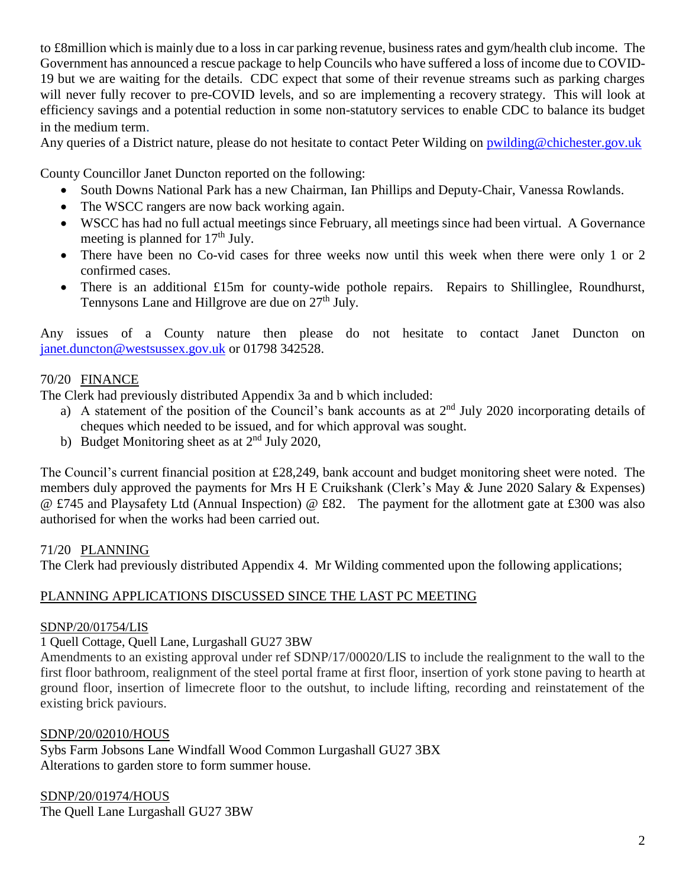to £8million which is mainly due to a loss in car parking revenue, business rates and gym/health club income. The Government has announced a rescue package to help Councils who have suffered a loss of income due to COVID-19 but we are waiting for the details. CDC expect that some of their revenue streams such as parking charges will never fully recover to pre-COVID levels, and so are implementing a recovery strategy. This will look at efficiency savings and a potential reduction in some non-statutory services to enable CDC to balance its budget in the medium term.

Any queries of a District nature, please do not hesitate to contact Peter Wilding on pwilding@chichester.gov.uk

County Councillor Janet Duncton reported on the following:

- South Downs National Park has a new Chairman, Ian Phillips and Deputy-Chair, Vanessa Rowlands.
- The WSCC rangers are now back working again.
- WSCC has had no full actual meetings since February, all meetings since had been virtual. A Governance meeting is planned for 17th July.
- There have been no Co-vid cases for three weeks now until this week when there were only 1 or 2 confirmed cases.
- There is an additional £15m for county-wide pothole repairs. Repairs to Shillinglee, Roundhurst, Tennysons Lane and Hillgrove are due on 27th July.

Any issues of a County nature then please do not hesitate to contact Janet Duncton on janet.duncton@westsussex.gov.uk or 01798 342528.

70/20 FINANCE

The Clerk had previously distributed Appendix 3a and b which included:

a) A statement of the position of the Council's bank accounts as at 2nd July 2020 incorporating details of cheques which needed to be issued, and for which approval was sought.
b) Budget Monitoring sheet as at 2nd July 2020,

The Council's current financial position at £28,249, bank account and budget monitoring sheet were noted. The members duly approved the payments for Mrs H E Cruikshank (Clerk's May & June 2020 Salary & Expenses) @ £745 and Playsafety Ltd (Annual Inspection) @ £82. The payment for the allotment gate at £300 was also authorised for when the works had been carried out.

71/20 PLANNING

The Clerk had previously distributed Appendix 4. Mr Wilding commented upon the following applications;

PLANNING APPLICATIONS DISCUSSED SINCE THE LAST PC MEETING

SDNP/20/01754/LIS

1 Quell Cottage, Quell Lane, Lurgashall GU27 3BW

Amendments to an existing approval under ref SDNP/17/00020/LIS to include the realignment to the wall to the first floor bathroom, realignment of the steel portal frame at first floor, insertion of york stone paving to hearth at ground floor, insertion of limecrete floor to the outshut, to include lifting, recording and reinstatement of the existing brick paviours.

SDNP/20/02010/HOUS

Sybs Farm Jobsons Lane Windfall Wood Common Lurgashall GU27 3BX

Alterations to garden store to form summer house.

SDNP/20/01974/HOUS

The Quell Lane Lurgashall GU27 3BW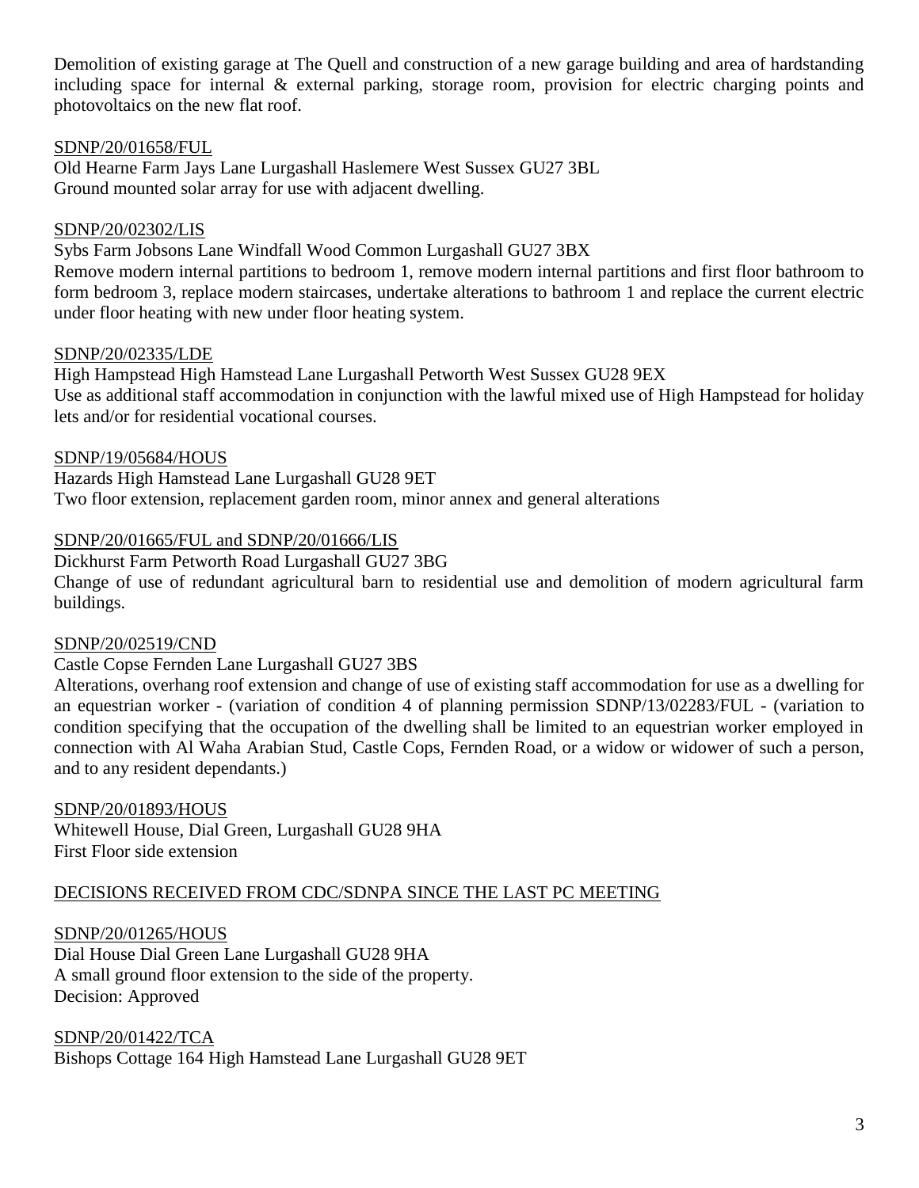Demolition of existing garage at The Quell and construction of a new garage building and area of hardstanding including space for internal & external parking, storage room, provision for electric charging points and photovoltaics on the new flat roof.

SDNP/20/01658/FUL
Old Hearne Farm Jays Lane Lurgashall Haslemere West Sussex GU27 3BL
Ground mounted solar array for use with adjacent dwelling.

SDNP/20/02302/LIS
Sybs Farm Jobsons Lane Windfall Wood Common Lurgashall GU27 3BX
Remove modern internal partitions to bedroom 1, remove modern internal partitions and first floor bathroom to form bedroom 3, replace modern staircases, undertake alterations to bathroom 1 and replace the current electric under floor heating with new under floor heating system.

SDNP/20/02335/LDE
High Hampstead High Hamstead Lane Lurgashall Petworth West Sussex GU28 9EX
Use as additional staff accommodation in conjunction with the lawful mixed use of High Hampstead for holiday lets and/or for residential vocational courses.

SDNP/19/05684/HOUS
Hazards High Hamstead Lane Lurgashall GU28 9ET
Two floor extension, replacement garden room, minor annex and general alterations

SDNP/20/01665/FUL and SDNP/20/01666/LIS
Dickhurst Farm Petworth Road Lurgashall GU27 3BG
Change of use of redundant agricultural barn to residential use and demolition of modern agricultural farm buildings.

SDNP/20/02519/CND
Castle Copse Fernden Lane Lurgashall GU27 3BS
Alterations, overhang roof extension and change of use of existing staff accommodation for use as a dwelling for an equestrian worker - (variation of condition 4 of planning permission SDNP/13/02283/FUL - (variation to condition specifying that the occupation of the dwelling shall be limited to an equestrian worker employed in connection with Al Waha Arabian Stud, Castle Cops, Fernden Road, or a widow or widower of such a person, and to any resident dependants.)

SDNP/20/01893/HOUS
Whitewell House, Dial Green, Lurgashall GU28 9HA
First Floor side extension

DECISIONS RECEIVED FROM CDC/SDNPA SINCE THE LAST PC MEETING

SDNP/20/01265/HOUS
Dial House Dial Green Lane Lurgashall GU28 9HA
A small ground floor extension to the side of the property.
Decision: Approved

SDNP/20/01422/TCA
Bishops Cottage 164 High Hamstead Lane Lurgashall GU28 9ET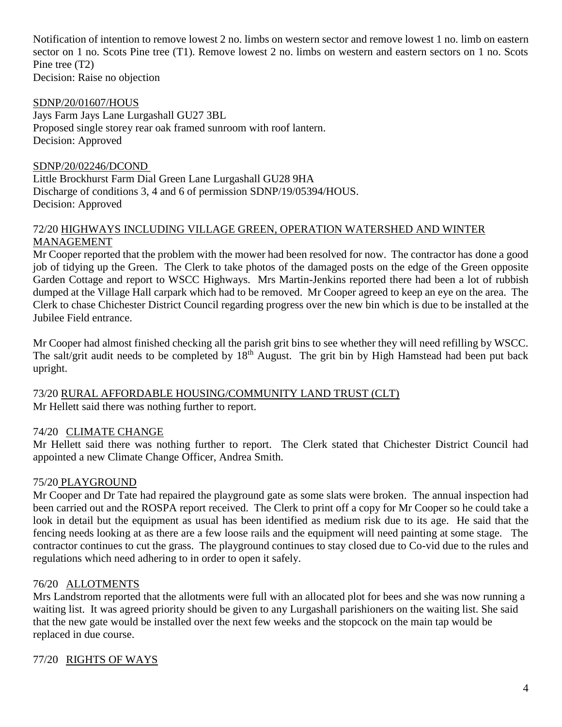Notification of intention to remove lowest 2 no. limbs on western sector and remove lowest 1 no. limb on eastern sector on 1 no. Scots Pine tree (T1). Remove lowest 2 no. limbs on western and eastern sectors on 1 no. Scots Pine tree (T2)
Decision: Raise no objection

SDNP/20/01607/HOUS
Jays Farm Jays Lane Lurgashall GU27 3BL
Proposed single storey rear oak framed sunroom with roof lantern.
Decision: Approved

SDNP/20/02246/DCOND
Little Brockhurst Farm Dial Green Lane Lurgashall GU28 9HA
Discharge of conditions 3, 4 and 6 of permission SDNP/19/05394/HOUS.
Decision: Approved

72/20 HIGHWAYS INCLUDING VILLAGE GREEN, OPERATION WATERSHED AND WINTER MANAGEMENT

Mr Cooper reported that the problem with the mower had been resolved for now. The contractor has done a good job of tidying up the Green. The Clerk to take photos of the damaged posts on the edge of the Green opposite Garden Cottage and report to WSCC Highways. Mrs Martin-Jenkins reported there had been a lot of rubbish dumped at the Village Hall carpark which had to be removed. Mr Cooper agreed to keep an eye on the area. The Clerk to chase Chichester District Council regarding progress over the new bin which is due to be installed at the Jubilee Field entrance.

Mr Cooper had almost finished checking all the parish grit bins to see whether they will need refilling by WSCC. The salt/grit audit needs to be completed by 18th August. The grit bin by High Hamstead had been put back upright.

73/20 RURAL AFFORDABLE HOUSING/COMMUNITY LAND TRUST (CLT)

Mr Hellett said there was nothing further to report.

74/20 CLIMATE CHANGE

Mr Hellett said there was nothing further to report. The Clerk stated that Chichester District Council had appointed a new Climate Change Officer, Andrea Smith.

75/20 PLAYGROUND

Mr Cooper and Dr Tate had repaired the playground gate as some slats were broken. The annual inspection had been carried out and the ROSPA report received. The Clerk to print off a copy for Mr Cooper so he could take a look in detail but the equipment as usual has been identified as medium risk due to its age. He said that the fencing needs looking at as there are a few loose rails and the equipment will need painting at some stage. The contractor continues to cut the grass. The playground continues to stay closed due to Co-vid due to the rules and regulations which need adhering to in order to open it safely.

76/20 ALLOTMENTS

Mrs Landstrom reported that the allotments were full with an allocated plot for bees and she was now running a waiting list. It was agreed priority should be given to any Lurgashall parishioners on the waiting list. She said that the new gate would be installed over the next few weeks and the stopcock on the main tap would be replaced in due course.

77/20 RIGHTS OF WAYS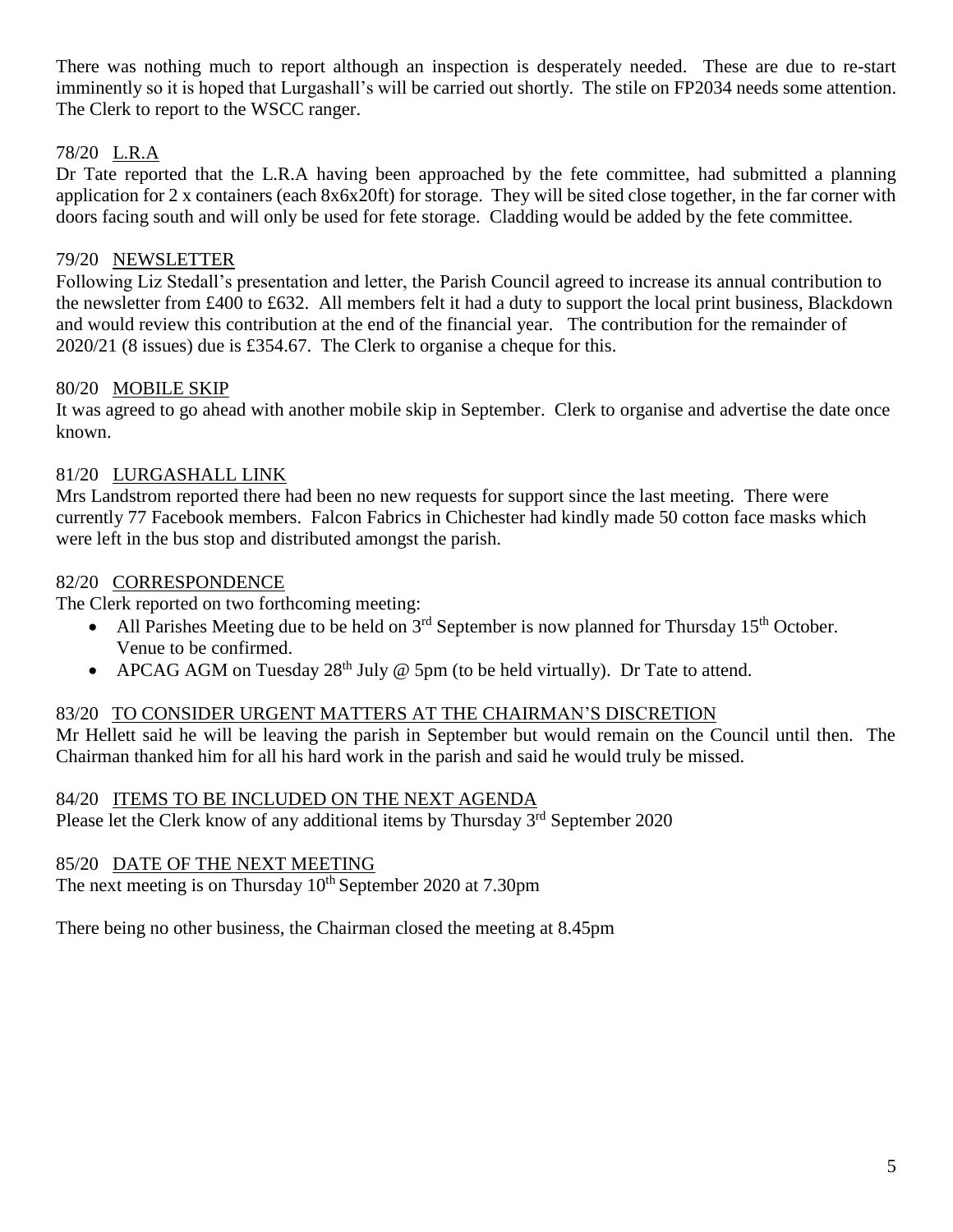There was nothing much to report although an inspection is desperately needed. These are due to re-start imminently so it is hoped that Lurgashall's will be carried out shortly. The stile on FP2034 needs some attention. The Clerk to report to the WSCC ranger.

78/20 L.R.A

Dr Tate reported that the L.R.A having been approached by the fete committee, had submitted a planning application for 2 x containers (each 8x6x20ft) for storage. They will be sited close together, in the far corner with doors facing south and will only be used for fete storage. Cladding would be added by the fete committee.

79/20 NEWSLETTER

Following Liz Stedall's presentation and letter, the Parish Council agreed to increase its annual contribution to the newsletter from £400 to £632. All members felt it had a duty to support the local print business, Blackdown and would review this contribution at the end of the financial year. The contribution for the remainder of 2020/21 (8 issues) due is £354.67. The Clerk to organise a cheque for this.

80/20 MOBILE SKIP

It was agreed to go ahead with another mobile skip in September. Clerk to organise and advertise the date once known.

81/20 LURGASHALL LINK

Mrs Landstrom reported there had been no new requests for support since the last meeting. There were currently 77 Facebook members. Falcon Fabrics in Chichester had kindly made 50 cotton face masks which were left in the bus stop and distributed amongst the parish.

82/20 CORRESPONDENCE

The Clerk reported on two forthcoming meeting:

- All Parishes Meeting due to be held on 3rd September is now planned for Thursday 15th October. Venue to be confirmed.
- APCAG AGM on Tuesday 28th July @ 5pm (to be held virtually). Dr Tate to attend.

83/20 TO CONSIDER URGENT MATTERS AT THE CHAIRMAN'S DISCRETION

Mr Hellett said he will be leaving the parish in September but would remain on the Council until then. The Chairman thanked him for all his hard work in the parish and said he would truly be missed.

84/20 ITEMS TO BE INCLUDED ON THE NEXT AGENDA

Please let the Clerk know of any additional items by Thursday 3rd September 2020

85/20 DATE OF THE NEXT MEETING

The next meeting is on Thursday 10th September 2020 at 7.30pm

There being no other business, the Chairman closed the meeting at 8.45pm